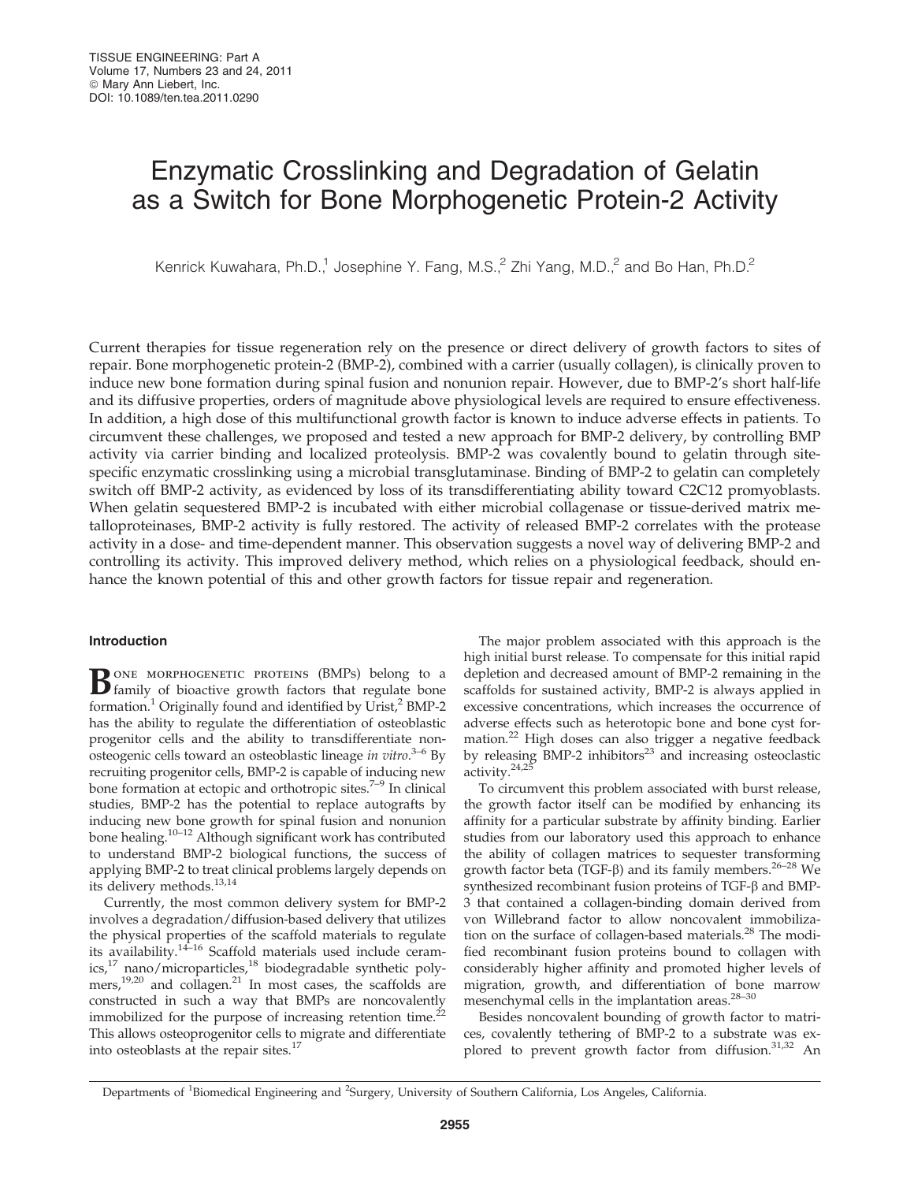# Enzymatic Crosslinking and Degradation of Gelatin as a Switch for Bone Morphogenetic Protein-2 Activity

Kenrick Kuwahara, Ph.D.,[1] Josephine Y. Fang, M.S.,[2] Zhi Yang, M.D.,[2] and Bo Han, Ph.D.[2]

Current therapies for tissue regeneration rely on the presence or direct delivery of growth factors to sites of repair. Bone morphogenetic protein-2 (BMP-2), combined with a carrier (usually collagen), is clinically proven to induce new bone formation during spinal fusion and nonunion repair. However, due to BMP-2's short half-life and its diffusive properties, orders of magnitude above physiological levels are required to ensure effectiveness. In addition, a high dose of this multifunctional growth factor is known to induce adverse effects in patients. To circumvent these challenges, we proposed and tested a new approach for BMP-2 delivery, by controlling BMP activity via carrier binding and localized proteolysis. BMP-2 was covalently bound to gelatin through site-specific enzymatic crosslinking using a microbial transglutaminase. Binding of BMP-2 to gelatin can completely switch off BMP-2 activity, as evidenced by loss of its transdifferentiating ability toward C2C12 promyoblasts. When gelatin sequestered BMP-2 is incubated with either microbial collagenase or tissue-derived matrix metalloproteinases, BMP-2 activity is fully restored. The activity of released BMP-2 correlates with the protease activity in a dose- and time-dependent manner. This observation suggests a novel way of delivering BMP-2 and controlling its activity. This improved delivery method, which relies on a physiological feedback, should enhance the known potential of this and other growth factors for tissue repair and regeneration.

## Introduction

Bone morphogenetic proteins (BMPs) belong to a family of bioactive growth factors that regulate bone formation.[1] Originally found and identified by Urist,[2] BMP-2 has the ability to regulate the differentiation of osteoblastic progenitor cells and the ability to transdifferentiate non-osteogenic cells toward an osteoblastic lineage *in vitro*.[3–6] By recruiting progenitor cells, BMP-2 is capable of inducing new bone formation at ectopic and orthotropic sites.[7–9] In clinical studies, BMP-2 has the potential to replace autografts by inducing new bone growth for spinal fusion and nonunion bone healing.[10–12] Although significant work has contributed to understand BMP-2 biological functions, the success of applying BMP-2 to treat clinical problems largely depends on its delivery methods.[13,14]

Currently, the most common delivery system for BMP-2 involves a degradation/diffusion-based delivery that utilizes the physical properties of the scaffold materials to regulate its availability.[14–16] Scaffold materials used include ceramics,[17] nano/microparticles,[18] biodegradable synthetic polymers,[19,20] and collagen.[21] In most cases, the scaffolds are constructed in such a way that BMPs are noncovalently immobilized for the purpose of increasing retention time.[22] This allows osteoprogenitor cells to migrate and differentiate into osteoblasts at the repair sites.[17]

The major problem associated with this approach is the high initial burst release. To compensate for this initial rapid depletion and decreased amount of BMP-2 remaining in the scaffolds for sustained activity, BMP-2 is always applied in excessive concentrations, which increases the occurrence of adverse effects such as heterotopic bone and bone cyst formation.[22] High doses can also trigger a negative feedback by releasing BMP-2 inhibitors[23] and increasing osteoclastic activity.[24,25]

To circumvent this problem associated with burst release, the growth factor itself can be modified by enhancing its affinity for a particular substrate by affinity binding. Earlier studies from our laboratory used this approach to enhance the ability of collagen matrices to sequester transforming growth factor beta (TGF-β) and its family members.[26–28] We synthesized recombinant fusion proteins of TGF-β and BMP-3 that contained a collagen-binding domain derived from von Willebrand factor to allow noncovalent immobilization on the surface of collagen-based materials.[28] The modified recombinant fusion proteins bound to collagen with considerably higher affinity and promoted higher levels of migration, growth, and differentiation of bone marrow mesenchymal cells in the implantation areas.[28–30]

Besides noncovalent bounding of growth factor to matrices, covalently tethering of BMP-2 to a substrate was explored to prevent growth factor from diffusion.[31,32] An

Departments of [1]Biomedical Engineering and [2]Surgery, University of Southern California, Los Angeles, California.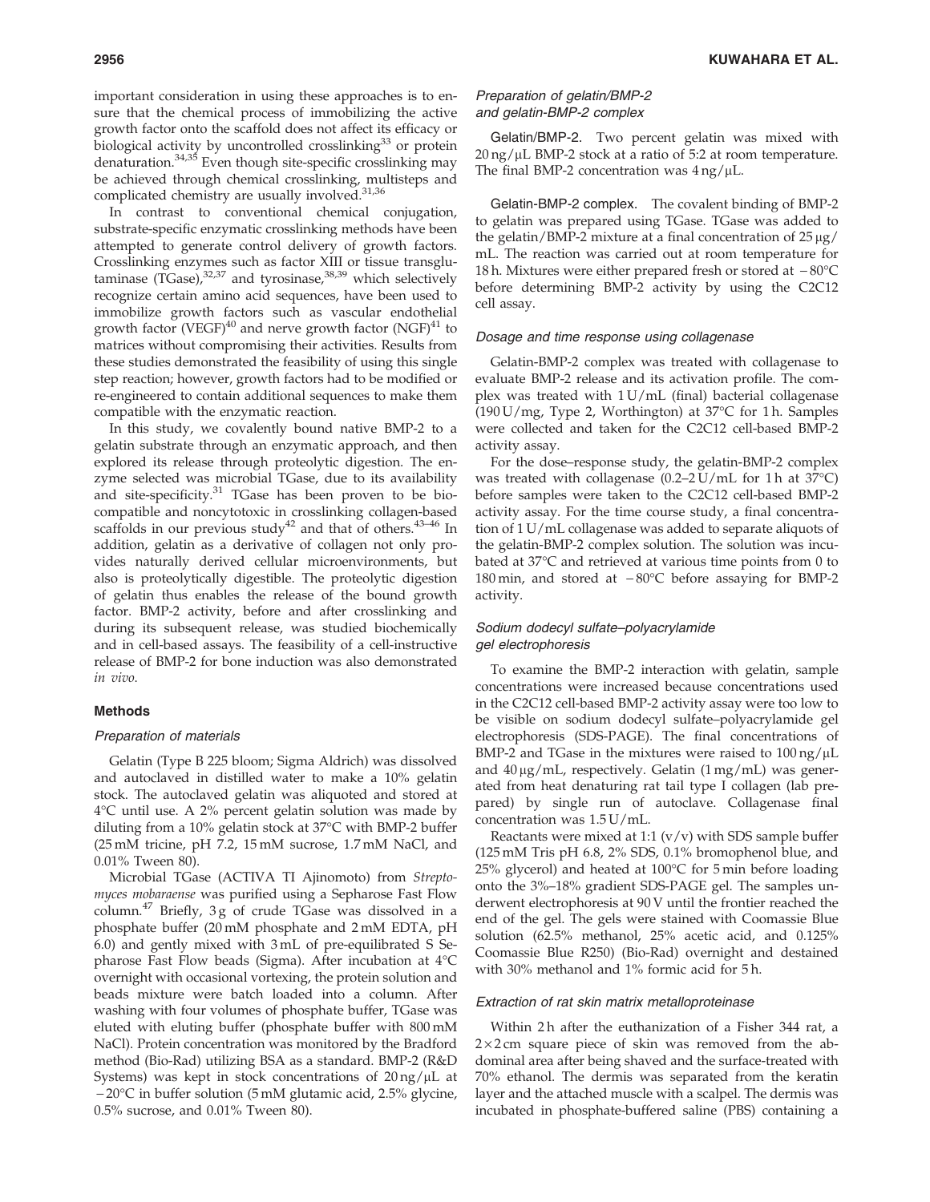important consideration in using these approaches is to ensure that the chemical process of immobilizing the active growth factor onto the scaffold does not affect its efficacy or biological activity by uncontrolled crosslinking[33] or protein denaturation.[34,35] Even though site-specific crosslinking may be achieved through chemical crosslinking, multisteps and complicated chemistry are usually involved.[31,36]

In contrast to conventional chemical conjugation, substrate-specific enzymatic crosslinking methods have been attempted to generate control delivery of growth factors. Crosslinking enzymes such as factor XIII or tissue transglutaminase (TGase),[32,37] and tyrosinase,[38,39] which selectively recognize certain amino acid sequences, have been used to immobilize growth factors such as vascular endothelial growth factor (VEGF)[40] and nerve growth factor (NGF)[41] to matrices without compromising their activities. Results from these studies demonstrated the feasibility of using this single step reaction; however, growth factors had to be modified or re-engineered to contain additional sequences to make them compatible with the enzymatic reaction.

In this study, we covalently bound native BMP-2 to a gelatin substrate through an enzymatic approach, and then explored its release through proteolytic digestion. The enzyme selected was microbial TGase, due to its availability and site-specificity.[31] TGase has been proven to be biocompatible and noncytotoxic in crosslinking collagen-based scaffolds in our previous study[42] and that of others.[43–46] In addition, gelatin as a derivative of collagen not only provides naturally derived cellular microenvironments, but also is proteolytically digestible. The proteolytic digestion of gelatin thus enables the release of the bound growth factor. BMP-2 activity, before and after crosslinking and during its subsequent release, was studied biochemically and in cell-based assays. The feasibility of a cell-instructive release of BMP-2 for bone induction was also demonstrated *in vivo*.

## Methods

### Preparation of materials

Gelatin (Type B 225 bloom; Sigma Aldrich) was dissolved and autoclaved in distilled water to make a 10% gelatin stock. The autoclaved gelatin was aliquoted and stored at 4°C until use. A 2% percent gelatin solution was made by diluting from a 10% gelatin stock at 37°C with BMP-2 buffer (25 mM tricine, pH 7.2, 15 mM sucrose, 1.7 mM NaCl, and 0.01% Tween 80).

Microbial TGase (ACTIVA TI Ajinomoto) from *Streptomyces mobaraense* was purified using a Sepharose Fast Flow column.[47] Briefly, 3 g of crude TGase was dissolved in a phosphate buffer (20 mM phosphate and 2 mM EDTA, pH 6.0) and gently mixed with 3 mL of pre-equilibrated S Sepharose Fast Flow beads (Sigma). After incubation at 4°C overnight with occasional vortexing, the protein solution and beads mixture were batch loaded into a column. After washing with four volumes of phosphate buffer, TGase was eluted with eluting buffer (phosphate buffer with 800 mM NaCl). Protein concentration was monitored by the Bradford method (Bio-Rad) utilizing BSA as a standard. BMP-2 (R&D Systems) was kept in stock concentrations of 20 ng/μL at −20°C in buffer solution (5 mM glutamic acid, 2.5% glycine, 0.5% sucrose, and 0.01% Tween 80).

### Preparation of gelatin/BMP-2 and gelatin-BMP-2 complex

**Gelatin/BMP-2.** Two percent gelatin was mixed with 20 ng/μL BMP-2 stock at a ratio of 5:2 at room temperature. The final BMP-2 concentration was 4 ng/μL.

**Gelatin-BMP-2 complex.** The covalent binding of BMP-2 to gelatin was prepared using TGase. TGase was added to the gelatin/BMP-2 mixture at a final concentration of 25 μg/mL. The reaction was carried out at room temperature for 18 h. Mixtures were either prepared fresh or stored at −80°C before determining BMP-2 activity by using the C2C12 cell assay.

### Dosage and time response using collagenase

Gelatin-BMP-2 complex was treated with collagenase to evaluate BMP-2 release and its activation profile. The complex was treated with 1 U/mL (final) bacterial collagenase (190 U/mg, Type 2, Worthington) at 37°C for 1 h. Samples were collected and taken for the C2C12 cell-based BMP-2 activity assay.

For the dose–response study, the gelatin-BMP-2 complex was treated with collagenase (0.2–2 U/mL for 1 h at 37°C) before samples were taken to the C2C12 cell-based BMP-2 activity assay. For the time course study, a final concentration of 1 U/mL collagenase was added to separate aliquots of the gelatin-BMP-2 complex solution. The solution was incubated at 37°C and retrieved at various time points from 0 to 180 min, and stored at −80°C before assaying for BMP-2 activity.

### Sodium dodecyl sulfate–polyacrylamide gel electrophoresis

To examine the BMP-2 interaction with gelatin, sample concentrations were increased because concentrations used in the C2C12 cell-based BMP-2 activity assay were too low to be visible on sodium dodecyl sulfate–polyacrylamide gel electrophoresis (SDS-PAGE). The final concentrations of BMP-2 and TGase in the mixtures were raised to 100 ng/μL and 40 μg/mL, respectively. Gelatin (1 mg/mL) was generated from heat denaturing rat tail type I collagen (lab prepared) by single run of autoclave. Collagenase final concentration was 1.5 U/mL.

Reactants were mixed at 1:1 (v/v) with SDS sample buffer (125 mM Tris pH 6.8, 2% SDS, 0.1% bromophenol blue, and 25% glycerol) and heated at 100°C for 5 min before loading onto the 3%–18% gradient SDS-PAGE gel. The samples underwent electrophoresis at 90 V until the frontier reached the end of the gel. The gels were stained with Coomassie Blue solution (62.5% methanol, 25% acetic acid, and 0.125% Coomassie Blue R250) (Bio-Rad) overnight and destained with 30% methanol and 1% formic acid for 5 h.

### Extraction of rat skin matrix metalloproteinase

Within 2 h after the euthanization of a Fisher 344 rat, a 2×2 cm square piece of skin was removed from the abdominal area after being shaved and the surface-treated with 70% ethanol. The dermis was separated from the keratin layer and the attached muscle with a scalpel. The dermis was incubated in phosphate-buffered saline (PBS) containing a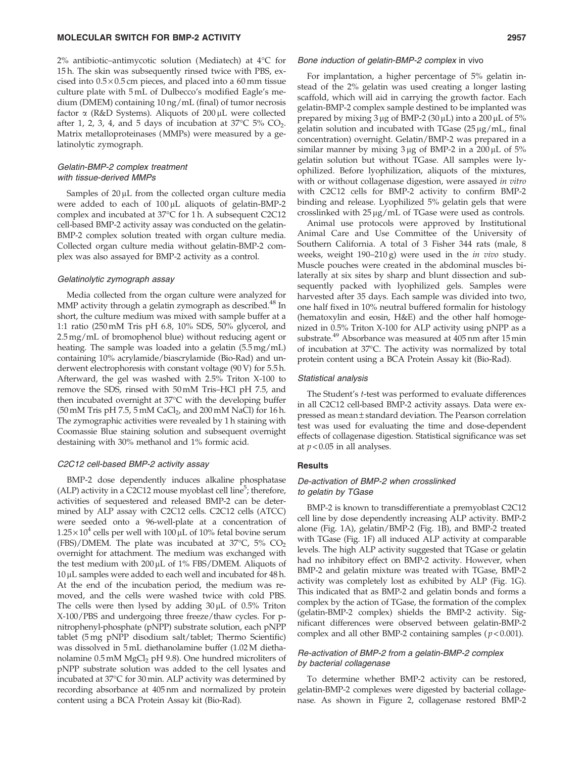2% antibiotic–antimycotic solution (Mediatech) at 4°C for 15 h. The skin was subsequently rinsed twice with PBS, excised into $0.5 \times 0.5$ cm pieces, and placed into a 60 mm tissue culture plate with 5 mL of Dulbecco's modified Eagle's medium (DMEM) containing 10 ng/mL (final) of tumor necrosis factor α (R&D Systems). Aliquots of 200 μL were collected after 1, 2, 3, 4, and 5 days of incubation at 37°C 5% $CO_2$. Matrix metalloproteinases (MMPs) were measured by a gelatinolytic zymograph.

### *Gelatin-BMP-2 complex treatment with tissue-derived MMPs*

Samples of 20 μL from the collected organ culture media were added to each of 100 μL aliquots of gelatin-BMP-2 complex and incubated at 37°C for 1 h. A subsequent C2C12 cell-based BMP-2 activity assay was conducted on the gelatin-BMP-2 complex solution treated with organ culture media. Collected organ culture media without gelatin-BMP-2 complex was also assayed for BMP-2 activity as a control.

### *Gelatinolytic zymograph assay*

Media collected from the organ culture were analyzed for MMP activity through a gelatin zymograph as described.[48] In short, the culture medium was mixed with sample buffer at a 1:1 ratio (250 mM Tris pH 6.8, 10% SDS, 50% glycerol, and 2.5 mg/mL of bromophenol blue) without reducing agent or heating. The sample was loaded into a gelatin (5.5 mg/mL) containing 10% acrylamide/biascrylamide (Bio-Rad) and underwent electrophoresis with constant voltage (90 V) for 5.5 h. Afterward, the gel was washed with 2.5% Triton X-100 to remove the SDS, rinsed with 50 mM Tris–HCl pH 7.5, and then incubated overnight at 37°C with the developing buffer (50 mM Tris pH 7.5, 5 mM $CaCl_2$, and 200 mM NaCl) for 16 h. The zymographic activities were revealed by 1 h staining with Coomassie Blue staining solution and subsequent overnight destaining with 30% methanol and 1% formic acid.

### *C2C12 cell-based BMP-2 activity assay*

BMP-2 dose dependently induces alkaline phosphatase (ALP) activity in a C2C12 mouse myoblast cell line[5]; therefore, activities of sequestered and released BMP-2 can be determined by ALP assay with C2C12 cells. C2C12 cells (ATCC) were seeded onto a 96-well-plate at a concentration of $1.25 \times 10^4$ cells per well with 100 μL of 10% fetal bovine serum (FBS)/DMEM. The plate was incubated at 37°C, 5% $CO_2$ overnight for attachment. The medium was exchanged with the test medium with 200 μL of 1% FBS/DMEM. Aliquots of 10 μL samples were added to each well and incubated for 48 h. At the end of the incubation period, the medium was removed, and the cells were washed twice with cold PBS. The cells were then lysed by adding 30 μL of 0.5% Triton X-100/PBS and undergoing three freeze/thaw cycles. For p-nitrophenyl-phosphate (pNPP) substrate solution, each pNPP tablet (5 mg pNPP disodium salt/tablet; Thermo Scientific) was dissolved in 5 mL diethanolamine buffer (1.02 M diethanolamine 0.5 mM $MgCl_2$ pH 9.8). One hundred microliters of pNPP substrate solution was added to the cell lysates and incubated at 37°C for 30 min. ALP activity was determined by recording absorbance at 405 nm and normalized by protein content using a BCA Protein Assay kit (Bio-Rad).

### *Bone induction of gelatin-BMP-2 complex in vivo*

For implantation, a higher percentage of 5% gelatin instead of the 2% gelatin was used creating a longer lasting scaffold, which will aid in carrying the growth factor. Each gelatin-BMP-2 complex sample destined to be implanted was prepared by mixing 3 μg of BMP-2 (30 μL) into a 200 μL of 5% gelatin solution and incubated with TGase (25 μg/mL, final concentration) overnight. Gelatin/BMP-2 was prepared in a similar manner by mixing 3 μg of BMP-2 in a 200 μL of 5% gelatin solution but without TGase. All samples were lyophilized. Before lyophilization, aliquots of the mixtures, with or without collagenase digestion, were assayed *in vitro* with C2C12 cells for BMP-2 activity to confirm BMP-2 binding and release. Lyophilized 5% gelatin gels that were crosslinked with 25 μg/mL of TGase were used as controls.

Animal use protocols were approved by Institutional Animal Care and Use Committee of the University of Southern California. A total of 3 Fisher 344 rats (male, 8 weeks, weight 190–210 g) were used in the *in vivo* study. Muscle pouches were created in the abdominal muscles bilaterally at six sites by sharp and blunt dissection and subsequently packed with lyophilized gels. Samples were harvested after 35 days. Each sample was divided into two, one half fixed in 10% neutral buffered formalin for histology (hematoxylin and eosin, H&E) and the other half homogenized in 0.5% Triton X-100 for ALP activity using pNPP as a substrate.[49] Absorbance was measured at 405 nm after 15 min of incubation at 37°C. The activity was normalized by total protein content using a BCA Protein Assay kit (Bio-Rad).

### *Statistical analysis*

The Student's *t*-test was performed to evaluate differences in all C2C12 cell-based BMP-2 activity assays. Data were expressed as mean ± standard deviation. The Pearson correlation test was used for evaluating the time and dose-dependent effects of collagenase digestion. Statistical significance was set at $p < 0.05$ in all analyses.

## Results

### *De-activation of BMP-2 when crosslinked to gelatin by TGase*

BMP-2 is known to transdifferentiate a premyoblast C2C12 cell line by dose dependently increasing ALP activity. BMP-2 alone (Fig. 1A), gelatin/BMP-2 (Fig. 1B), and BMP-2 treated with TGase (Fig. 1F) all induced ALP activity at comparable levels. The high ALP activity suggested that TGase or gelatin had no inhibitory effect on BMP-2 activity. However, when BMP-2 and gelatin mixture was treated with TGase, BMP-2 activity was completely lost as exhibited by ALP (Fig. 1G). This indicated that as BMP-2 and gelatin bonds and forms a complex by the action of TGase, the formation of the complex (gelatin-BMP-2 complex) shields the BMP-2 activity. Significant differences were observed between gelatin-BMP-2 complex and all other BMP-2 containing samples ($p < 0.001$).

### *Re-activation of BMP-2 from a gelatin-BMP-2 complex by bacterial collagenase*

To determine whether BMP-2 activity can be restored, gelatin-BMP-2 complexes were digested by bacterial collagenase. As shown in Figure 2, collagenase restored BMP-2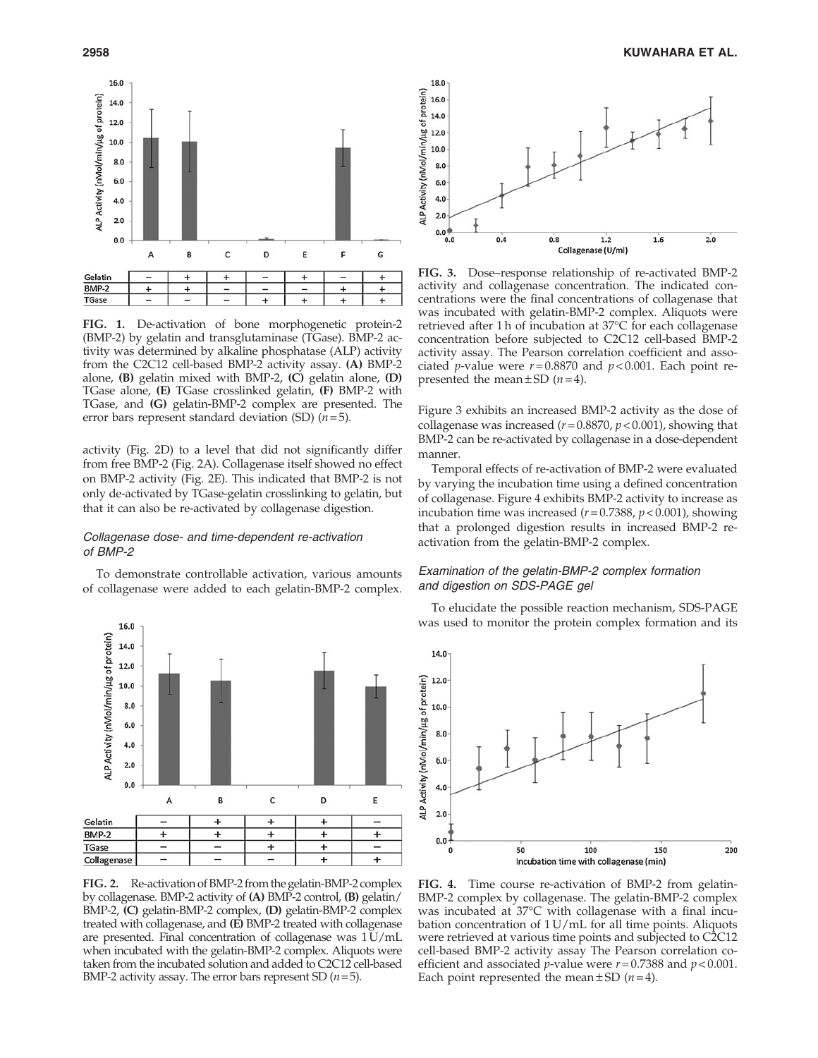| | A | B | C | D | E | F | G |
|---|---|---|---|---|---|---|---|
| Gelatin | − | + | + | − | + | − | + |
| BMP-2 | + | + | − | − | − | + | + |
| TGase | − | − | − | + | + | + | + |

**FIG. 1.** De-activation of bone morphogenetic protein-2 (BMP-2) by gelatin and transglutaminase (TGase). BMP-2 activity was determined by alkaline phosphatase (ALP) activity from the C2C12 cell-based BMP-2 activity assay. **(A)** BMP-2 alone, **(B)** gelatin mixed with BMP-2, **(C)** gelatin alone, **(D)** TGase alone, **(E)** TGase crosslinked gelatin, **(F)** BMP-2 with TGase, and **(G)** gelatin-BMP-2 complex are presented. The error bars represent standard deviation (SD) ($n=5$).

activity (Fig. 2D) to a level that did not significantly differ from free BMP-2 (Fig. 2A). Collagenase itself showed no effect on BMP-2 activity (Fig. 2E). This indicated that BMP-2 is not only de-activated by TGase-gelatin crosslinking to gelatin, but that it can also be re-activated by collagenase digestion.

### *Collagenase dose- and time-dependent re-activation of BMP-2*

To demonstrate controllable activation, various amounts of collagenase were added to each gelatin-BMP-2 complex.

| | A | B | C | D | E |
|---|---|---|---|---|---|
| Gelatin | − | + | + | + | − |
| BMP-2 | + | + | + | + | + |
| TGase | − | − | + | + | − |
| Collagenase | − | − | − | + | + |

**FIG. 2.** Re-activation of BMP-2 from the gelatin-BMP-2 complex by collagenase. BMP-2 activity of **(A)** BMP-2 control, **(B)** gelatin/BMP-2, **(C)** gelatin-BMP-2 complex, **(D)** gelatin-BMP-2 complex treated with collagenase, and **(E)** BMP-2 treated with collagenase are presented. Final concentration of collagenase was 1 U/mL when incubated with the gelatin-BMP-2 complex. Aliquots were taken from the incubated solution and added to C2C12 cell-based BMP-2 activity assay. The error bars represent SD ($n=5$).

**FIG. 3.** Dose–response relationship of re-activated BMP-2 activity and collagenase concentration. The indicated concentrations were the final concentrations of collagenase that was incubated with gelatin-BMP-2 complex. Aliquots were retrieved after 1 h of incubation at 37°C for each collagenase concentration before subjected to C2C12 cell-based BMP-2 activity assay. The Pearson correlation coefficient and associated *p*-value were $r=0.8870$ and $p<0.001$. Each point represented the mean ± SD ($n=4$).

Figure 3 exhibits an increased BMP-2 activity as the dose of collagenase was increased ($r=0.8870$, $p<0.001$), showing that BMP-2 can be re-activated by collagenase in a dose-dependent manner.

Temporal effects of re-activation of BMP-2 were evaluated by varying the incubation time using a defined concentration of collagenase. Figure 4 exhibits BMP-2 activity to increase as incubation time was increased ($r=0.7388$, $p<0.001$), showing that a prolonged digestion results in increased BMP-2 re-activation from the gelatin-BMP-2 complex.

### *Examination of the gelatin-BMP-2 complex formation and digestion on SDS-PAGE gel*

To elucidate the possible reaction mechanism, SDS-PAGE was used to monitor the protein complex formation and its

**FIG. 4.** Time course re-activation of BMP-2 from gelatin-BMP-2 complex by collagenase. The gelatin-BMP-2 complex was incubated at 37°C with collagenase with a final incubation concentration of 1 U/mL for all time points. Aliquots were retrieved at various time points and subjected to C2C12 cell-based BMP-2 activity assay The Pearson correlation coefficient and associated *p*-value were $r=0.7388$ and $p<0.001$. Each point represented the mean ± SD ($n=4$).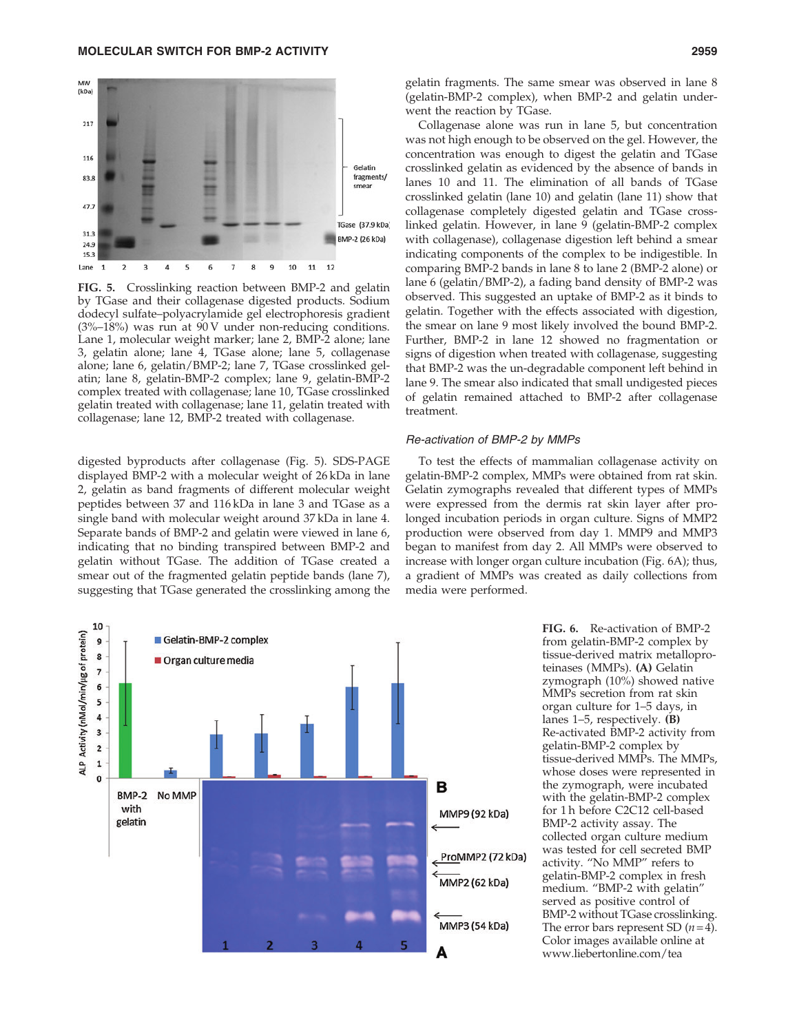FIG. 5. Crosslinking reaction between BMP-2 and gelatin by TGase and their collagenase digested products. Sodium dodecyl sulfate–polyacrylamide gel electrophoresis gradient (3%–18%) was run at 90 V under non-reducing conditions. Lane 1, molecular weight marker; lane 2, BMP-2 alone; lane 3, gelatin alone; lane 4, TGase alone; lane 5, collagenase alone; lane 6, gelatin/BMP-2; lane 7, TGase crosslinked gelatin; lane 8, gelatin-BMP-2 complex; lane 9, gelatin-BMP-2 complex treated with collagenase; lane 10, TGase crosslinked gelatin treated with collagenase; lane 11, gelatin treated with collagenase; lane 12, BMP-2 treated with collagenase.

digested byproducts after collagenase (Fig. 5). SDS-PAGE displayed BMP-2 with a molecular weight of 26 kDa in lane 2, gelatin as band fragments of different molecular weight peptides between 37 and 116 kDa in lane 3 and TGase as a single band with molecular weight around 37 kDa in lane 4. Separate bands of BMP-2 and gelatin were viewed in lane 6, indicating that no binding transpired between BMP-2 and gelatin without TGase. The addition of TGase created a smear out of the fragmented gelatin peptide bands (lane 7), suggesting that TGase generated the crosslinking among the gelatin fragments. The same smear was observed in lane 8 (gelatin-BMP-2 complex), when BMP-2 and gelatin underwent the reaction by TGase.

Collagenase alone was run in lane 5, but concentration was not high enough to be observed on the gel. However, the concentration was enough to digest the gelatin and TGase crosslinked gelatin as evidenced by the absence of bands in lanes 10 and 11. The elimination of all bands of TGase crosslinked gelatin (lane 10) and gelatin (lane 11) show that collagenase completely digested gelatin and TGase crosslinked gelatin. However, in lane 9 (gelatin-BMP-2 complex with collagenase), collagenase digestion left behind a smear indicating components of the complex to be indigestible. In comparing BMP-2 bands in lane 8 to lane 2 (BMP-2 alone) or lane 6 (gelatin/BMP-2), a fading band density of BMP-2 was observed. This suggested an uptake of BMP-2 as it binds to gelatin. Together with the effects associated with digestion, the smear on lane 9 most likely involved the bound BMP-2. Further, BMP-2 in lane 12 showed no fragmentation or signs of digestion when treated with collagenase, suggesting that BMP-2 was the un-degradable component left behind in lane 9. The smear also indicated that small undigested pieces of gelatin remained attached to BMP-2 after collagenase treatment.

### *Re-activation of BMP-2 by MMPs*

To test the effects of mammalian collagenase activity on gelatin-BMP-2 complex, MMPs were obtained from rat skin. Gelatin zymographs revealed that different types of MMPs were expressed from the dermis rat skin layer after prolonged incubation periods in organ culture. Signs of MMP2 production were observed from day 1. MMP9 and MMP3 began to manifest from day 2. All MMPs were observed to increase with longer organ culture incubation (Fig. 6A); thus, a gradient of MMPs was created as daily collections from media were performed.

FIG. 6. Re-activation of BMP-2 from gelatin-BMP-2 complex by tissue-derived matrix metalloproteinases (MMPs). **(A)** Gelatin zymograph (10%) showed native MMPs secretion from rat skin organ culture for 1–5 days, in lanes 1–5, respectively. **(B)** Re-activated BMP-2 activity from gelatin-BMP-2 complex by tissue-derived MMPs. The MMPs, whose doses were represented in the zymograph, were incubated with the gelatin-BMP-2 complex for 1 h before C2C12 cell-based BMP-2 activity assay. The collected organ culture medium was tested for cell secreted BMP activity. "No MMP" refers to gelatin-BMP-2 complex in fresh medium. "BMP-2 with gelatin" served as positive control of BMP-2 without TGase crosslinking. The error bars represent SD ($n=4$). Color images available online at www.liebertonline.com/tea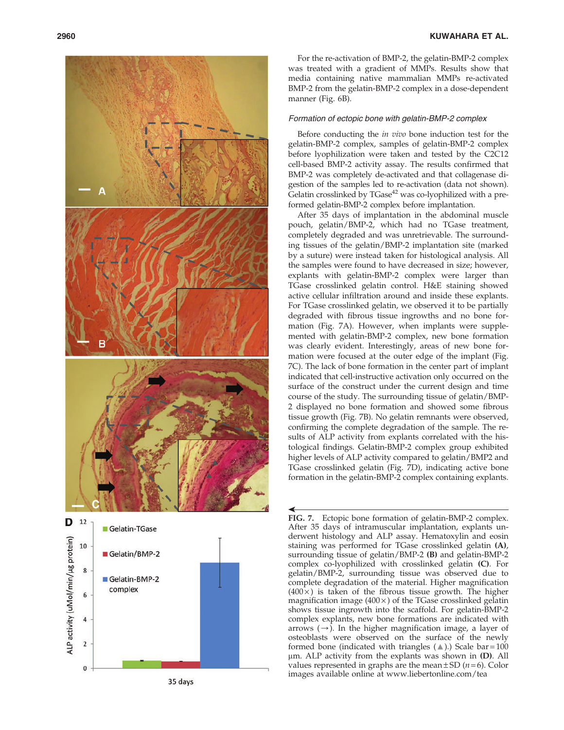For the re-activation of BMP-2, the gelatin-BMP-2 complex was treated with a gradient of MMPs. Results show that media containing native mammalian MMPs re-activated BMP-2 from the gelatin-BMP-2 complex in a dose-dependent manner (Fig. 6B).

### *Formation of ectopic bone with gelatin-BMP-2 complex*

Before conducting the *in vivo* bone induction test for the gelatin-BMP-2 complex, samples of gelatin-BMP-2 complex before lyophilization were taken and tested by the C2C12 cell-based BMP-2 activity assay. The results confirmed that BMP-2 was completely de-activated and that collagenase digestion of the samples led to re-activation (data not shown). Gelatin crosslinked by TGase[42] was co-lyophilized with a preformed gelatin-BMP-2 complex before implantation.

After 35 days of implantation in the abdominal muscle pouch, gelatin/BMP-2, which had no TGase treatment, completely degraded and was unretrievable. The surrounding tissues of the gelatin/BMP-2 implantation site (marked by a suture) were instead taken for histological analysis. All the samples were found to have decreased in size; however, explants with gelatin-BMP-2 complex were larger than TGase crosslinked gelatin control. H&E staining showed active cellular infiltration around and inside these explants. For TGase crosslinked gelatin, we observed it to be partially degraded with fibrous tissue ingrowths and no bone formation (Fig. 7A). However, when implants were supplemented with gelatin-BMP-2 complex, new bone formation was clearly evident. Interestingly, areas of new bone formation were focused at the outer edge of the implant (Fig. 7C). The lack of bone formation in the center part of implant indicated that cell-instructive activation only occurred on the surface of the construct under the current design and time course of the study. The surrounding tissue of gelatin/BMP-2 displayed no bone formation and showed some fibrous tissue growth (Fig. 7B). No gelatin remnants were observed, confirming the complete degradation of the sample. The results of ALP activity from explants correlated with the histological findings. Gelatin-BMP-2 complex group exhibited higher levels of ALP activity compared to gelatin/BMP2 and TGase crosslinked gelatin (Fig. 7D), indicating active bone formation in the gelatin-BMP-2 complex containing explants.

**FIG. 7.** Ectopic bone formation of gelatin-BMP-2 complex. After 35 days of intramuscular implantation, explants underwent histology and ALP assay. Hematoxylin and eosin staining was performed for TGase crosslinked gelatin **(A)**, surrounding tissue of gelatin/BMP-2 **(B)** and gelatin-BMP-2 complex co-lyophilized with crosslinked gelatin **(C)**. For gelatin/BMP-2, surrounding tissue was observed due to complete degradation of the material. Higher magnification (400×) is taken of the fibrous tissue growth. The higher magnification image (400×) of the TGase crosslinked gelatin shows tissue ingrowth into the scaffold. For gelatin-BMP-2 complex explants, new bone formations are indicated with arrows (→). In the higher magnification image, a layer of osteoblasts were observed on the surface of the newly formed bone (indicated with triangles (▲).) Scale bar = 100 µm. ALP activity from the explants was shown in **(D)**. All values represented in graphs are the mean ± SD ($n = 6$). Color images available online at www.liebertonline.com/tea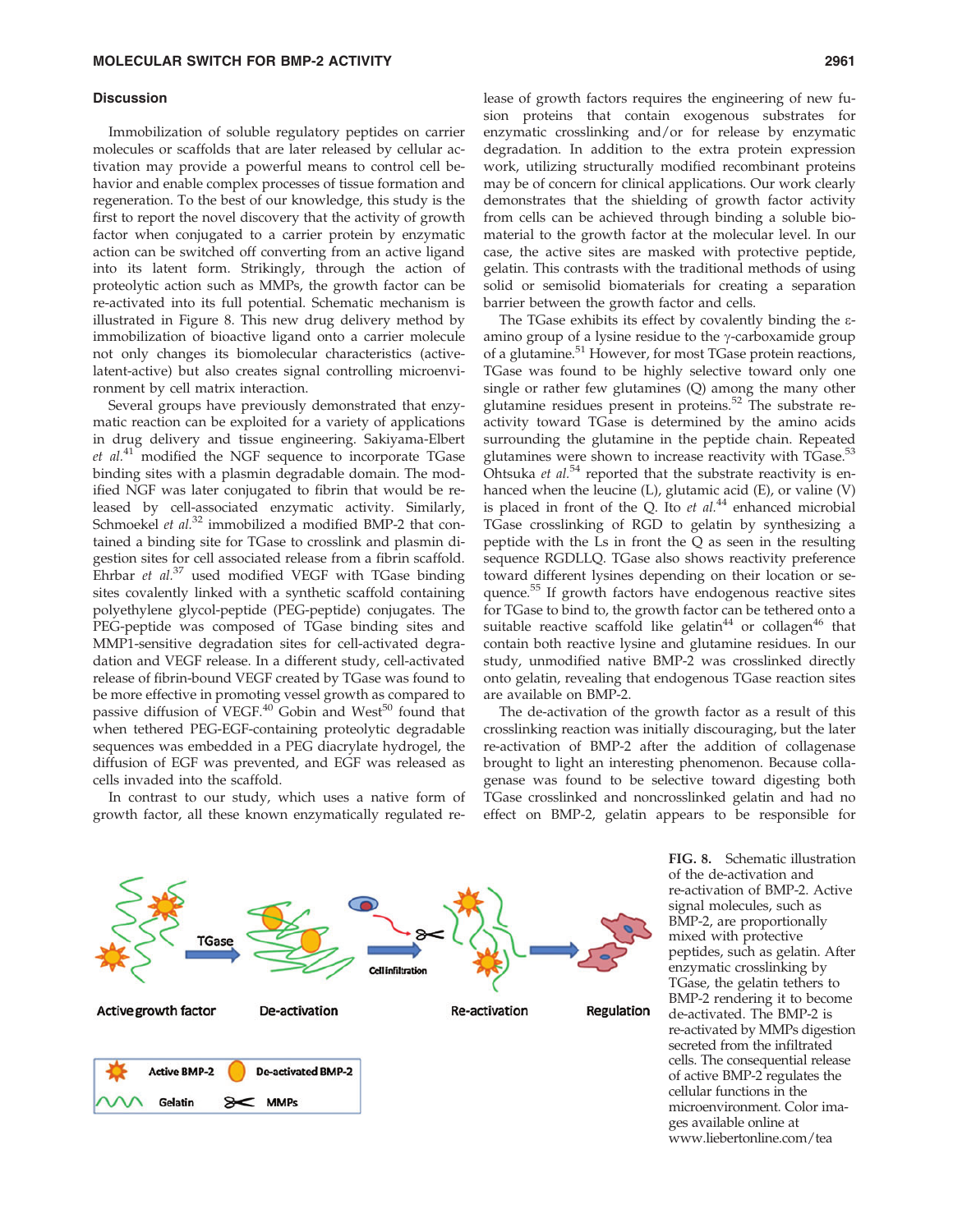## Discussion

Immobilization of soluble regulatory peptides on carrier molecules or scaffolds that are later released by cellular activation may provide a powerful means to control cell behavior and enable complex processes of tissue formation and regeneration. To the best of our knowledge, this study is the first to report the novel discovery that the activity of growth factor when conjugated to a carrier protein by enzymatic action can be switched off converting from an active ligand into its latent form. Strikingly, through the action of proteolytic action such as MMPs, the growth factor can be re-activated into its full potential. Schematic mechanism is illustrated in Figure 8. This new drug delivery method by immobilization of bioactive ligand onto a carrier molecule not only changes its biomolecular characteristics (active-latent-active) but also creates signal controlling microenvironment by cell matrix interaction.

Several groups have previously demonstrated that enzymatic reaction can be exploited for a variety of applications in drug delivery and tissue engineering. Sakiyama-Elbert *et al.*[41] modified the NGF sequence to incorporate TGase binding sites with a plasmin degradable domain. The modified NGF was later conjugated to fibrin that would be released by cell-associated enzymatic activity. Similarly, Schmoekel *et al.*[32] immobilized a modified BMP-2 that contained a binding site for TGase to crosslink and plasmin digestion sites for cell associated release from a fibrin scaffold. Ehrbar *et al.*[37] used modified VEGF with TGase binding sites covalently linked with a synthetic scaffold containing polyethylene glycol-peptide (PEG-peptide) conjugates. The PEG-peptide was composed of TGase binding sites and MMP1-sensitive degradation sites for cell-activated degradation and VEGF release. In a different study, cell-activated release of fibrin-bound VEGF created by TGase was found to be more effective in promoting vessel growth as compared to passive diffusion of VEGF.[40] Gobin and West[50] found that when tethered PEG-EGF-containing proteolytic degradable sequences was embedded in a PEG diacrylate hydrogel, the diffusion of EGF was prevented, and EGF was released as cells invaded into the scaffold.

In contrast to our study, which uses a native form of growth factor, all these known enzymatically regulated release of growth factors requires the engineering of new fusion proteins that contain exogenous substrates for enzymatic crosslinking and/or for release by enzymatic degradation. In addition to the extra protein expression work, utilizing structurally modified recombinant proteins may be of concern for clinical applications. Our work clearly demonstrates that the shielding of growth factor activity from cells can be achieved through binding a soluble biomaterial to the growth factor at the molecular level. In our case, the active sites are masked with protective peptide, gelatin. This contrasts with the traditional methods of using solid or semisolid biomaterials for creating a separation barrier between the growth factor and cells.

The TGase exhibits its effect by covalently binding the ε-amino group of a lysine residue to the γ-carboxamide group of a glutamine.[51] However, for most TGase protein reactions, TGase was found to be highly selective toward only one single or rather few glutamines (Q) among the many other glutamine residues present in proteins.[52] The substrate reactivity toward TGase is determined by the amino acids surrounding the glutamine in the peptide chain. Repeated glutamines were shown to increase reactivity with TGase.[53] Ohtsuka *et al.*[54] reported that the substrate reactivity is enhanced when the leucine (L), glutamic acid (E), or valine (V) is placed in front of the Q. Ito *et al.*[44] enhanced microbial TGase crosslinking of RGD to gelatin by synthesizing a peptide with the Ls in front the Q as seen in the resulting sequence RGDLLQ. TGase also shows reactivity preference toward different lysines depending on their location or sequence.[55] If growth factors have endogenous reactive sites for TGase to bind to, the growth factor can be tethered onto a suitable reactive scaffold like gelatin[44] or collagen[46] that contain both reactive lysine and glutamine residues. In our study, unmodified native BMP-2 was crosslinked directly onto gelatin, revealing that endogenous TGase reaction sites are available on BMP-2.

The de-activation of the growth factor as a result of this crosslinking reaction was initially discouraging, but the later re-activation of BMP-2 after the addition of collagenase brought to light an interesting phenomenon. Because collagenase was found to be selective toward digesting both TGase crosslinked and noncrosslinked gelatin and had no effect on BMP-2, gelatin appears to be responsible for

**FIG. 8.** Schematic illustration of the de-activation and re-activation of BMP-2. Active signal molecules, such as BMP-2, are proportionally mixed with protective peptides, such as gelatin. After enzymatic crosslinking by TGase, the gelatin tethers to BMP-2 rendering it to become de-activated. The BMP-2 is re-activated by MMPs digestion secreted from the infiltrated cells. The consequential release of active BMP-2 regulates the cellular functions in the microenvironment. Color images available online at www.liebertonline.com/tea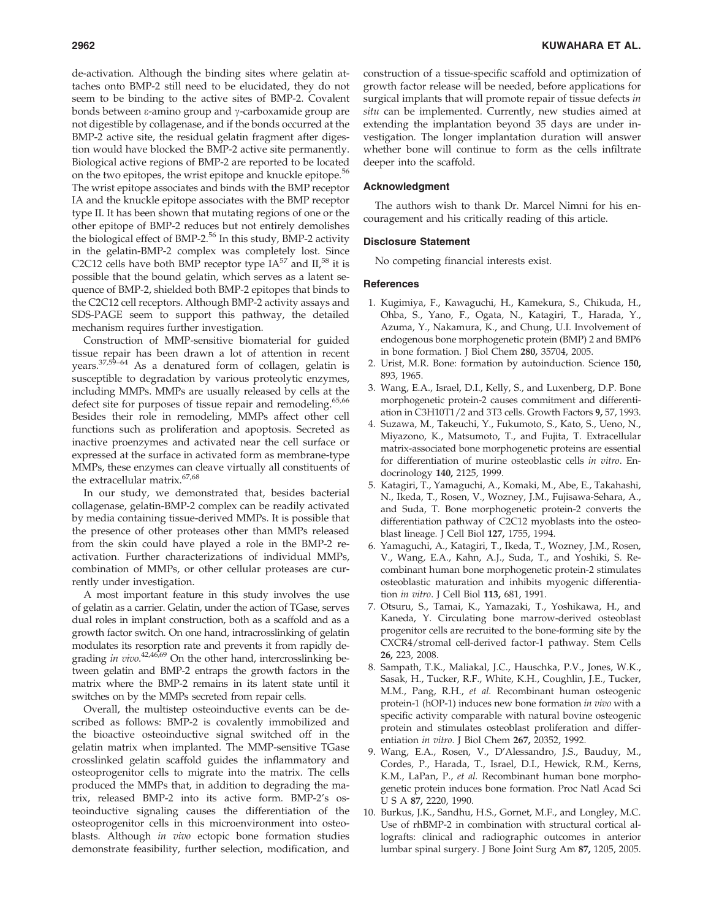de-activation. Although the binding sites where gelatin attaches onto BMP-2 still need to be elucidated, they do not seem to be binding to the active sites of BMP-2. Covalent bonds between ε-amino group and γ-carboxamide group are not digestible by collagenase, and if the bonds occurred at the BMP-2 active site, the residual gelatin fragment after digestion would have blocked the BMP-2 active site permanently. Biological active regions of BMP-2 are reported to be located on the two epitopes, the wrist epitope and knuckle epitope.[56] The wrist epitope associates and binds with the BMP receptor IA and the knuckle epitope associates with the BMP receptor type II. It has been shown that mutating regions of one or the other epitope of BMP-2 reduces but not entirely demolishes the biological effect of BMP-2.[56] In this study, BMP-2 activity in the gelatin-BMP-2 complex was completely lost. Since C2C12 cells have both BMP receptor type IA[57] and II,[58] it is possible that the bound gelatin, which serves as a latent sequence of BMP-2, shielded both BMP-2 epitopes that binds to the C2C12 cell receptors. Although BMP-2 activity assays and SDS-PAGE seem to support this pathway, the detailed mechanism requires further investigation.

Construction of MMP-sensitive biomaterial for guided tissue repair has been drawn a lot of attention in recent years.[37,59–64] As a denatured form of collagen, gelatin is susceptible to degradation by various proteolytic enzymes, including MMPs. MMPs are usually released by cells at the defect site for purposes of tissue repair and remodeling.[65,66] Besides their role in remodeling, MMPs affect other cell functions such as proliferation and apoptosis. Secreted as inactive proenzymes and activated near the cell surface or expressed at the surface in activated form as membrane-type MMPs, these enzymes can cleave virtually all constituents of the extracellular matrix.[67,68]

In our study, we demonstrated that, besides bacterial collagenase, gelatin-BMP-2 complex can be readily activated by media containing tissue-derived MMPs. It is possible that the presence of other proteases other than MMPs released from the skin could have played a role in the BMP-2 reactivation. Further characterizations of individual MMPs, combination of MMPs, or other cellular proteases are currently under investigation.

A most important feature in this study involves the use of gelatin as a carrier. Gelatin, under the action of TGase, serves dual roles in implant construction, both as a scaffold and as a growth factor switch. On one hand, intracrosslinking of gelatin modulates its resorption rate and prevents it from rapidly degrading *in vivo*.[42,46,69] On the other hand, intercrosslinking between gelatin and BMP-2 entraps the growth factors in the matrix where the BMP-2 remains in its latent state until it switches on by the MMPs secreted from repair cells.

Overall, the multistep osteoinductive events can be described as follows: BMP-2 is covalently immobilized and the bioactive osteoinductive signal switched off in the gelatin matrix when implanted. The MMP-sensitive TGase crosslinked gelatin scaffold guides the inflammatory and osteoprogenitor cells to migrate into the matrix. The cells produced the MMPs that, in addition to degrading the matrix, released BMP-2 into its active form. BMP-2's osteoinductive signaling causes the differentiation of the osteoprogenitor cells in this microenvironment into osteoblasts. Although *in vivo* ectopic bone formation studies demonstrate feasibility, further selection, modification, and construction of a tissue-specific scaffold and optimization of growth factor release will be needed, before applications for surgical implants that will promote repair of tissue defects *in situ* can be implemented. Currently, new studies aimed at extending the implantation beyond 35 days are under investigation. The longer implantation duration will answer whether bone will continue to form as the cells infiltrate deeper into the scaffold.

## Acknowledgment

The authors wish to thank Dr. Marcel Nimni for his encouragement and his critically reading of this article.

## Disclosure Statement

No competing financial interests exist.

## References

1. Kugimiya, F., Kawaguchi, H., Kamekura, S., Chikuda, H., Ohba, S., Yano, F., Ogata, N., Katagiri, T., Harada, Y., Azuma, Y., Nakamura, K., and Chung, U.I. Involvement of endogenous bone morphogenetic protein (BMP) 2 and BMP6 in bone formation. J Biol Chem **280,** 35704, 2005.
2. Urist, M.R. Bone: formation by autoinduction. Science **150,** 893, 1965.
3. Wang, E.A., Israel, D.I., Kelly, S., and Luxenberg, D.P. Bone morphogenetic protein-2 causes commitment and differentiation in C3H10T1/2 and 3T3 cells. Growth Factors **9,** 57, 1993.
4. Suzawa, M., Takeuchi, Y., Fukumoto, S., Kato, S., Ueno, N., Miyazono, K., Matsumoto, T., and Fujita, T. Extracellular matrix-associated bone morphogenetic proteins are essential for differentiation of murine osteoblastic cells *in vitro*. Endocrinology **140,** 2125, 1999.
5. Katagiri, T., Yamaguchi, A., Komaki, M., Abe, E., Takahashi, N., Ikeda, T., Rosen, V., Wozney, J.M., Fujisawa-Sehara, A., and Suda, T. Bone morphogenetic protein-2 converts the differentiation pathway of C2C12 myoblasts into the osteoblast lineage. J Cell Biol **127,** 1755, 1994.
6. Yamaguchi, A., Katagiri, T., Ikeda, T., Wozney, J.M., Rosen, V., Wang, E.A., Kahn, A.J., Suda, T., and Yoshiki, S. Recombinant human bone morphogenetic protein-2 stimulates osteoblastic maturation and inhibits myogenic differentiation *in vitro*. J Cell Biol **113,** 681, 1991.
7. Otsuru, S., Tamai, K., Yamazaki, T., Yoshikawa, H., and Kaneda, Y. Circulating bone marrow-derived osteoblast progenitor cells are recruited to the bone-forming site by the CXCR4/stromal cell-derived factor-1 pathway. Stem Cells **26,** 223, 2008.
8. Sampath, T.K., Maliakal, J.C., Hauschka, P.V., Jones, W.K., Sasak, H., Tucker, R.F., White, K.H., Coughlin, J.E., Tucker, M.M., Pang, R.H., *et al.* Recombinant human osteogenic protein-1 (hOP-1) induces new bone formation *in vivo* with a specific activity comparable with natural bovine osteogenic protein and stimulates osteoblast proliferation and differentiation *in vitro*. J Biol Chem **267,** 20352, 1992.
9. Wang, E.A., Rosen, V., D'Alessandro, J.S., Bauduy, M., Cordes, P., Harada, T., Israel, D.I., Hewick, R.M., Kerns, K.M., LaPan, P., *et al.* Recombinant human bone morphogenetic protein induces bone formation. Proc Natl Acad Sci U S A **87,** 2220, 1990.
10. Burkus, J.K., Sandhu, H.S., Gornet, M.F., and Longley, M.C. Use of rhBMP-2 in combination with structural cortical allografts: clinical and radiographic outcomes in anterior lumbar spinal surgery. J Bone Joint Surg Am **87,** 1205, 2005.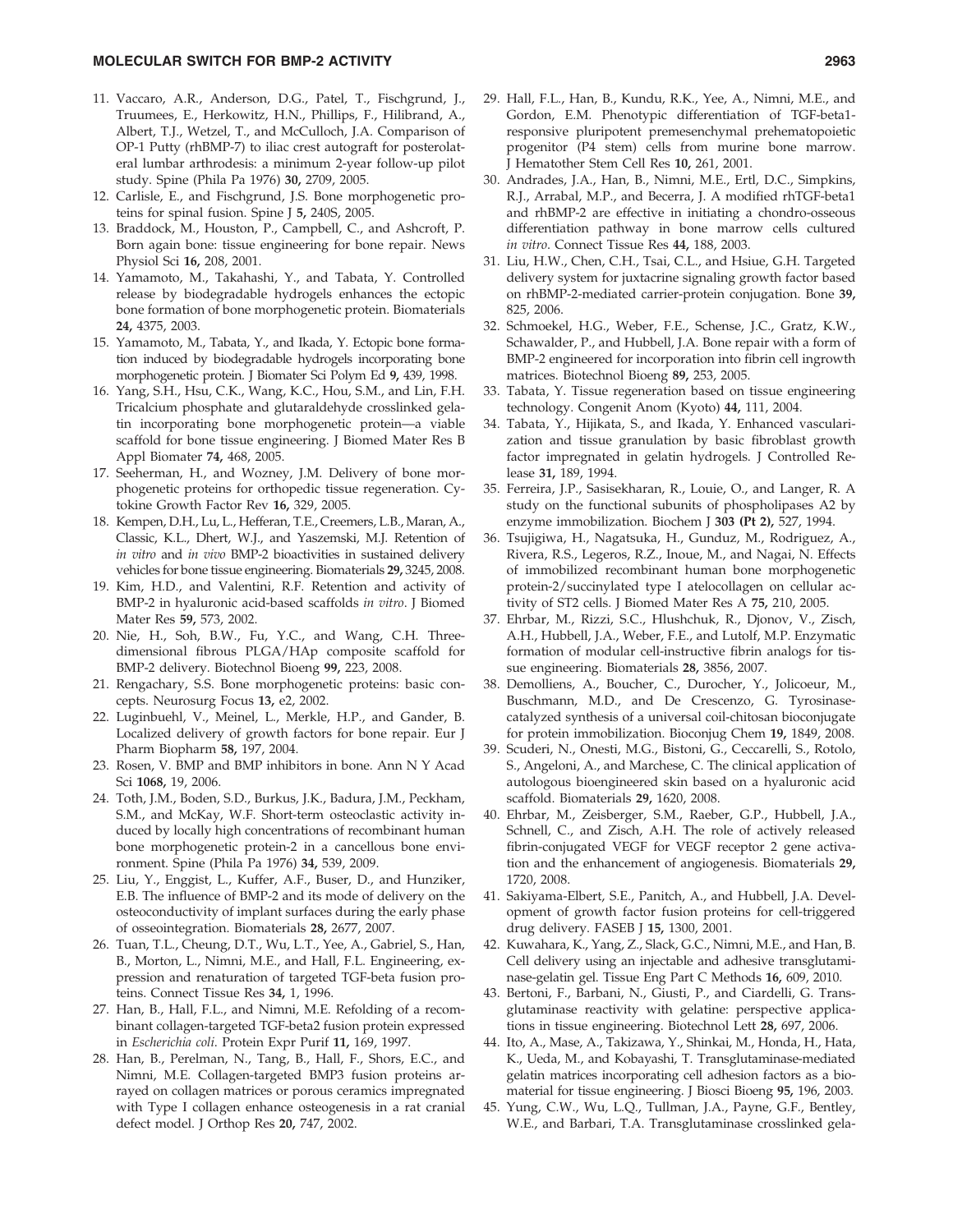11. Vaccaro, A.R., Anderson, D.G., Patel, T., Fischgrund, J., Truumees, E., Herkowitz, H.N., Phillips, F., Hilibrand, A., Albert, T.J., Wetzel, T., and McCulloch, J.A. Comparison of OP-1 Putty (rhBMP-7) to iliac crest autograft for posterolateral lumbar arthrodesis: a minimum 2-year follow-up pilot study. Spine (Phila Pa 1976) **30,** 2709, 2005.
12. Carlisle, E., and Fischgrund, J.S. Bone morphogenetic proteins for spinal fusion. Spine J **5,** 240S, 2005.
13. Braddock, M., Houston, P., Campbell, C., and Ashcroft, P. Born again bone: tissue engineering for bone repair. News Physiol Sci **16,** 208, 2001.
14. Yamamoto, M., Takahashi, Y., and Tabata, Y. Controlled release by biodegradable hydrogels enhances the ectopic bone formation of bone morphogenetic protein. Biomaterials **24,** 4375, 2003.
15. Yamamoto, M., Tabata, Y., and Ikada, Y. Ectopic bone formation induced by biodegradable hydrogels incorporating bone morphogenetic protein. J Biomater Sci Polym Ed **9,** 439, 1998.
16. Yang, S.H., Hsu, C.K., Wang, K.C., Hou, S.M., and Lin, F.H. Tricalcium phosphate and glutaraldehyde crosslinked gelatin incorporating bone morphogenetic protein—a viable scaffold for bone tissue engineering. J Biomed Mater Res B Appl Biomater **74,** 468, 2005.
17. Seeherman, H., and Wozney, J.M. Delivery of bone morphogenetic proteins for orthopedic tissue regeneration. Cytokine Growth Factor Rev **16,** 329, 2005.
18. Kempen, D.H., Lu, L., Hefferan, T.E., Creemers, L.B., Maran, A., Classic, K.L., Dhert, W.J., and Yaszemski, M.J. Retention of *in vitro* and *in vivo* BMP-2 bioactivities in sustained delivery vehicles for bone tissue engineering. Biomaterials **29,** 3245, 2008.
19. Kim, H.D., and Valentini, R.F. Retention and activity of BMP-2 in hyaluronic acid-based scaffolds *in vitro*. J Biomed Mater Res **59,** 573, 2002.
20. Nie, H., Soh, B.W., Fu, Y.C., and Wang, C.H. Three-dimensional fibrous PLGA/HAp composite scaffold for BMP-2 delivery. Biotechnol Bioeng **99,** 223, 2008.
21. Rengachary, S.S. Bone morphogenetic proteins: basic concepts. Neurosurg Focus **13,** e2, 2002.
22. Luginbuehl, V., Meinel, L., Merkle, H.P., and Gander, B. Localized delivery of growth factors for bone repair. Eur J Pharm Biopharm **58,** 197, 2004.
23. Rosen, V. BMP and BMP inhibitors in bone. Ann N Y Acad Sci **1068,** 19, 2006.
24. Toth, J.M., Boden, S.D., Burkus, J.K., Badura, J.M., Peckham, S.M., and McKay, W.F. Short-term osteoclastic activity induced by locally high concentrations of recombinant human bone morphogenetic protein-2 in a cancellous bone environment. Spine (Phila Pa 1976) **34,** 539, 2009.
25. Liu, Y., Enggist, L., Kuffer, A.F., Buser, D., and Hunziker, E.B. The influence of BMP-2 and its mode of delivery on the osteoconductivity of implant surfaces during the early phase of osseointegration. Biomaterials **28,** 2677, 2007.
26. Tuan, T.L., Cheung, D.T., Wu, L.T., Yee, A., Gabriel, S., Han, B., Morton, L., Nimni, M.E., and Hall, F.L. Engineering, expression and renaturation of targeted TGF-beta fusion proteins. Connect Tissue Res **34,** 1, 1996.
27. Han, B., Hall, F.L., and Nimni, M.E. Refolding of a recombinant collagen-targeted TGF-beta2 fusion protein expressed in *Escherichia coli*. Protein Expr Purif **11,** 169, 1997.
28. Han, B., Perelman, N., Tang, B., Hall, F., Shors, E.C., and Nimni, M.E. Collagen-targeted BMP3 fusion proteins arrayed on collagen matrices or porous ceramics impregnated with Type I collagen enhance osteogenesis in a rat cranial defect model. J Orthop Res **20,** 747, 2002.
29. Hall, F.L., Han, B., Kundu, R.K., Yee, A., Nimni, M.E., and Gordon, E.M. Phenotypic differentiation of TGF-beta1-responsive pluripotent premesenchymal prehematopoietic progenitor (P4 stem) cells from murine bone marrow. J Hematother Stem Cell Res **10,** 261, 2001.
30. Andrades, J.A., Han, B., Nimni, M.E., Ertl, D.C., Simpkins, R.J., Arrabal, M.P., and Becerra, J. A modified rhTGF-beta1 and rhBMP-2 are effective in initiating a chondro-osseous differentiation pathway in bone marrow cells cultured *in vitro*. Connect Tissue Res **44,** 188, 2003.
31. Liu, H.W., Chen, C.H., Tsai, C.L., and Hsiue, G.H. Targeted delivery system for juxtacrine signaling growth factor based on rhBMP-2-mediated carrier-protein conjugation. Bone **39,** 825, 2006.
32. Schmoekel, H.G., Weber, F.E., Schense, J.C., Gratz, K.W., Schawalder, P., and Hubbell, J.A. Bone repair with a form of BMP-2 engineered for incorporation into fibrin cell ingrowth matrices. Biotechnol Bioeng **89,** 253, 2005.
33. Tabata, Y. Tissue regeneration based on tissue engineering technology. Congenit Anom (Kyoto) **44,** 111, 2004.
34. Tabata, Y., Hijikata, S., and Ikada, Y. Enhanced vascularization and tissue granulation by basic fibroblast growth factor impregnated in gelatin hydrogels. J Controlled Release **31,** 189, 1994.
35. Ferreira, J.P., Sasisekharan, R., Louie, O., and Langer, R. A study on the functional subunits of phospholipases A2 by enzyme immobilization. Biochem J **303 (Pt 2),** 527, 1994.
36. Tsujigiwa, H., Nagatsuka, H., Gunduz, M., Rodriguez, A., Rivera, R.S., Legeros, R.Z., Inoue, M., and Nagai, N. Effects of immobilized recombinant human bone morphogenetic protein-2/succinylated type I atelocollagen on cellular activity of ST2 cells. J Biomed Mater Res A **75,** 210, 2005.
37. Ehrbar, M., Rizzi, S.C., Hlushchuk, R., Djonov, V., Zisch, A.H., Hubbell, J.A., Weber, F.E., and Lutolf, M.P. Enzymatic formation of modular cell-instructive fibrin analogs for tissue engineering. Biomaterials **28,** 3856, 2007.
38. Demolliens, A., Boucher, C., Durocher, Y., Jolicoeur, M., Buschmann, M.D., and De Crescenzo, G. Tyrosinase-catalyzed synthesis of a universal coil-chitosan bioconjugate for protein immobilization. Bioconjug Chem **19,** 1849, 2008.
39. Scuderi, N., Onesti, M.G., Bistoni, G., Ceccarelli, S., Rotolo, S., Angeloni, A., and Marchese, C. The clinical application of autologous bioengineered skin based on a hyaluronic acid scaffold. Biomaterials **29,** 1620, 2008.
40. Ehrbar, M., Zeisberger, S.M., Raeber, G.P., Hubbell, J.A., Schnell, C., and Zisch, A.H. The role of actively released fibrin-conjugated VEGF for VEGF receptor 2 gene activation and the enhancement of angiogenesis. Biomaterials **29,** 1720, 2008.
41. Sakiyama-Elbert, S.E., Panitch, A., and Hubbell, J.A. Development of growth factor fusion proteins for cell-triggered drug delivery. FASEB J **15,** 1300, 2001.
42. Kuwahara, K., Yang, Z., Slack, G.C., Nimni, M.E., and Han, B. Cell delivery using an injectable and adhesive transglutaminase-gelatin gel. Tissue Eng Part C Methods **16,** 609, 2010.
43. Bertoni, F., Barbani, N., Giusti, P., and Ciardelli, G. Transglutaminase reactivity with gelatine: perspective applications in tissue engineering. Biotechnol Lett **28,** 697, 2006.
44. Ito, A., Mase, A., Takizawa, Y., Shinkai, M., Honda, H., Hata, K., Ueda, M., and Kobayashi, T. Transglutaminase-mediated gelatin matrices incorporating cell adhesion factors as a biomaterial for tissue engineering. J Biosci Bioeng **95,** 196, 2003.
45. Yung, C.W., Wu, L.Q., Tullman, J.A., Payne, G.F., Bentley, W.E., and Barbari, T.A. Transglutaminase crosslinked gela-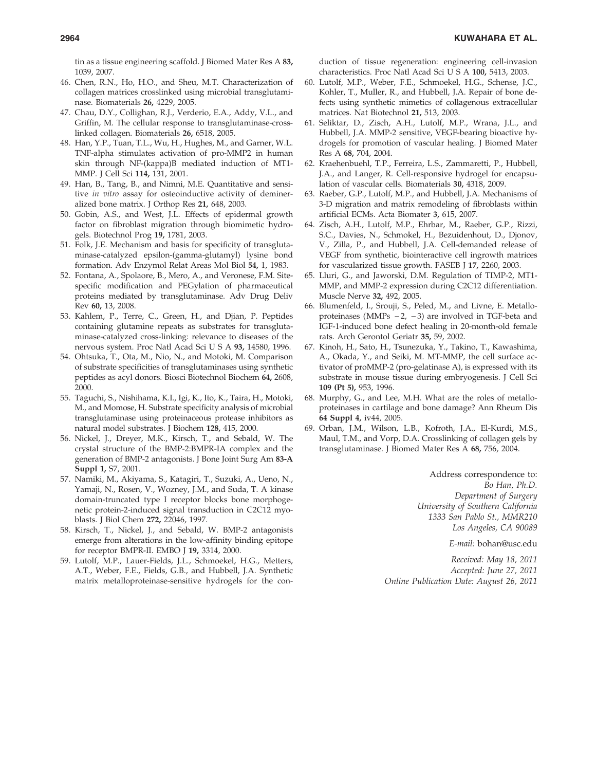tin as a tissue engineering scaffold. J Biomed Mater Res A **83,** 1039, 2007.

46. Chen, R.N., Ho, H.O., and Sheu, M.T. Characterization of collagen matrices crosslinked using microbial transglutaminase. Biomaterials **26,** 4229, 2005.
47. Chau, D.Y., Collighan, R.J., Verderio, E.A., Addy, V.L., and Griffin, M. The cellular response to transglutaminase-crosslinked collagen. Biomaterials **26,** 6518, 2005.
48. Han, Y.P., Tuan, T.L., Wu, H., Hughes, M., and Garner, W.L. TNF-alpha stimulates activation of pro-MMP2 in human skin through NF-(kappa)B mediated induction of MT1-MMP. J Cell Sci **114,** 131, 2001.
49. Han, B., Tang, B., and Nimni, M.E. Quantitative and sensitive *in vitro* assay for osteoinductive activity of demineralized bone matrix. J Orthop Res **21,** 648, 2003.
50. Gobin, A.S., and West, J.L. Effects of epidermal growth factor on fibroblast migration through biomimetic hydrogels. Biotechnol Prog **19,** 1781, 2003.
51. Folk, J.E. Mechanism and basis for specificity of transglutaminase-catalyzed epsilon-(gamma-glutamyl) lysine bond formation. Adv Enzymol Relat Areas Mol Biol **54,** 1, 1983.
52. Fontana, A., Spolaore, B., Mero, A., and Veronese, F.M. Site-specific modification and PEGylation of pharmaceutical proteins mediated by transglutaminase. Adv Drug Deliv Rev **60,** 13, 2008.
53. Kahlem, P., Terre, C., Green, H., and Djian, P. Peptides containing glutamine repeats as substrates for transglutaminase-catalyzed cross-linking: relevance to diseases of the nervous system. Proc Natl Acad Sci U S A **93,** 14580, 1996.
54. Ohtsuka, T., Ota, M., Nio, N., and Motoki, M. Comparison of substrate specificities of transglutaminases using synthetic peptides as acyl donors. Biosci Biotechnol Biochem **64,** 2608, 2000.
55. Taguchi, S., Nishihama, K.I., Igi, K., Ito, K., Taira, H., Motoki, M., and Momose, H. Substrate specificity analysis of microbial transglutaminase using proteinaceous protease inhibitors as natural model substrates. J Biochem **128,** 415, 2000.
56. Nickel, J., Dreyer, M.K., Kirsch, T., and Sebald, W. The crystal structure of the BMP-2:BMPR-IA complex and the generation of BMP-2 antagonists. J Bone Joint Surg Am **83-A Suppl 1,** S7, 2001.
57. Namiki, M., Akiyama, S., Katagiri, T., Suzuki, A., Ueno, N., Yamaji, N., Rosen, V., Wozney, J.M., and Suda, T. A kinase domain-truncated type I receptor blocks bone morphogenetic protein-2-induced signal transduction in C2C12 myoblasts. J Biol Chem **272,** 22046, 1997.
58. Kirsch, T., Nickel, J., and Sebald, W. BMP-2 antagonists emerge from alterations in the low-affinity binding epitope for receptor BMPR-II. EMBO J **19,** 3314, 2000.
59. Lutolf, M.P., Lauer-Fields, J.L., Schmoekel, H.G., Metters, A.T., Weber, F.E., Fields, G.B., and Hubbell, J.A. Synthetic matrix metalloproteinase-sensitive hydrogels for the conduction of tissue regeneration: engineering cell-invasion characteristics. Proc Natl Acad Sci U S A **100,** 5413, 2003.
60. Lutolf, M.P., Weber, F.E., Schmoekel, H.G., Schense, J.C., Kohler, T., Muller, R., and Hubbell, J.A. Repair of bone defects using synthetic mimetics of collagenous extracellular matrices. Nat Biotechnol **21,** 513, 2003.
61. Seliktar, D., Zisch, A.H., Lutolf, M.P., Wrana, J.L., and Hubbell, J.A. MMP-2 sensitive, VEGF-bearing bioactive hydrogels for promotion of vascular healing. J Biomed Mater Res A **68,** 704, 2004.
62. Kraehenbuehl, T.P., Ferreira, L.S., Zammaretti, P., Hubbell, J.A., and Langer, R. Cell-responsive hydrogel for encapsulation of vascular cells. Biomaterials **30,** 4318, 2009.
63. Raeber, G.P., Lutolf, M.P., and Hubbell, J.A. Mechanisms of 3-D migration and matrix remodeling of fibroblasts within artificial ECMs. Acta Biomater **3,** 615, 2007.
64. Zisch, A.H., Lutolf, M.P., Ehrbar, M., Raeber, G.P., Rizzi, S.C., Davies, N., Schmokel, H., Bezuidenhout, D., Djonov, V., Zilla, P., and Hubbell, J.A. Cell-demanded release of VEGF from synthetic, biointeractive cell ingrowth matrices for vascularized tissue growth. FASEB J **17,** 2260, 2003.
65. Lluri, G., and Jaworski, D.M. Regulation of TIMP-2, MT1-MMP, and MMP-2 expression during C2C12 differentiation. Muscle Nerve **32,** 492, 2005.
66. Blumenfeld, I., Srouji, S., Peled, M., and Livne, E. Metalloproteinases (MMPs −2, −3) are involved in TGF-beta and IGF-1-induced bone defect healing in 20-month-old female rats. Arch Gerontol Geriatr **35,** 59, 2002.
67. Kinoh, H., Sato, H., Tsunezuka, Y., Takino, T., Kawashima, A., Okada, Y., and Seiki, M. MT-MMP, the cell surface activator of proMMP-2 (pro-gelatinase A), is expressed with its substrate in mouse tissue during embryogenesis. J Cell Sci **109 (Pt 5),** 953, 1996.
68. Murphy, G., and Lee, M.H. What are the roles of metalloproteinases in cartilage and bone damage? Ann Rheum Dis **64 Suppl 4,** iv44, 2005.
69. Orban, J.M., Wilson, L.B., Kofroth, J.A., El-Kurdi, M.S., Maul, T.M., and Vorp, D.A. Crosslinking of collagen gels by transglutaminase. J Biomed Mater Res A **68,** 756, 2004.

Address correspondence to:
*Bo Han, Ph.D.*
*Department of Surgery*
*University of Southern California*
*1333 San Pablo St., MMR210*
*Los Angeles, CA 90089*

*E-mail:* bohan@usc.edu

*Received: May 18, 2011*
*Accepted: June 27, 2011*
*Online Publication Date: August 26, 2011*